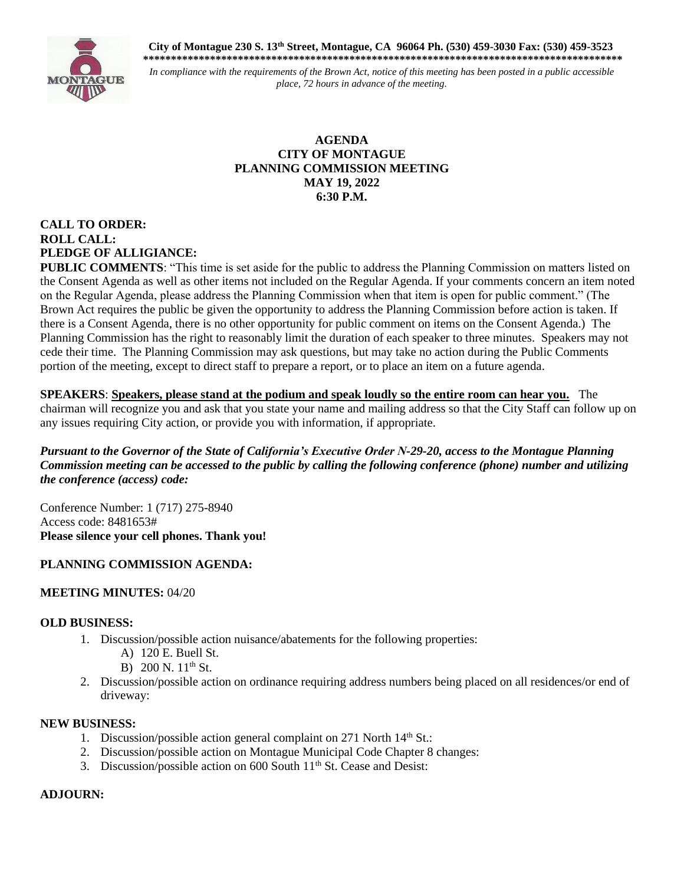**City of Montague 230 S. 13th Street, Montague, CA 96064 Ph. (530) 459-3030 Fax: (530) 459-3523**

*************************************************************************************

*In compliance with the requirements of the Brown Act, notice of this meeting has been posted in a public accessible place, 72 hours in advance of the meeting.*

**AGENDA**
**CITY OF MONTAGUE**
**PLANNING COMMISSION MEETING**
**MAY 19, 2022**
**6:30 P.M.**

**CALL TO ORDER:**
**ROLL CALL:**
**PLEDGE OF ALLIGIANCE:**

**PUBLIC COMMENTS**: "This time is set aside for the public to address the Planning Commission on matters listed on the Consent Agenda as well as other items not included on the Regular Agenda. If your comments concern an item noted on the Regular Agenda, please address the Planning Commission when that item is open for public comment." (The Brown Act requires the public be given the opportunity to address the Planning Commission before action is taken. If there is a Consent Agenda, there is no other opportunity for public comment on items on the Consent Agenda.) The Planning Commission has the right to reasonably limit the duration of each speaker to three minutes. Speakers may not cede their time. The Planning Commission may ask questions, but may take no action during the Public Comments portion of the meeting, except to direct staff to prepare a report, or to place an item on a future agenda.

**SPEAKERS**: **Speakers, please stand at the podium and speak loudly so the entire room can hear you.** The chairman will recognize you and ask that you state your name and mailing address so that the City Staff can follow up on any issues requiring City action, or provide you with information, if appropriate.

***Pursuant to the Governor of the State of California's Executive Order N-29-20, access to the Montague Planning Commission meeting can be accessed to the public by calling the following conference (phone) number and utilizing the conference (access) code:***

Conference Number: 1 (717) 275-8940
Access code: 8481653#
**Please silence your cell phones. Thank you!**

**PLANNING COMMISSION AGENDA:**

**MEETING MINUTES:** 04/20

**OLD BUSINESS:**

1. Discussion/possible action nuisance/abatements for the following properties:
   A) 120 E. Buell St.
   B) 200 N. 11th St.
2. Discussion/possible action on ordinance requiring address numbers being placed on all residences/or end of driveway:

**NEW BUSINESS:**

1. Discussion/possible action general complaint on 271 North 14th St.:
2. Discussion/possible action on Montague Municipal Code Chapter 8 changes:
3. Discussion/possible action on 600 South 11th St. Cease and Desist:

**ADJOURN:**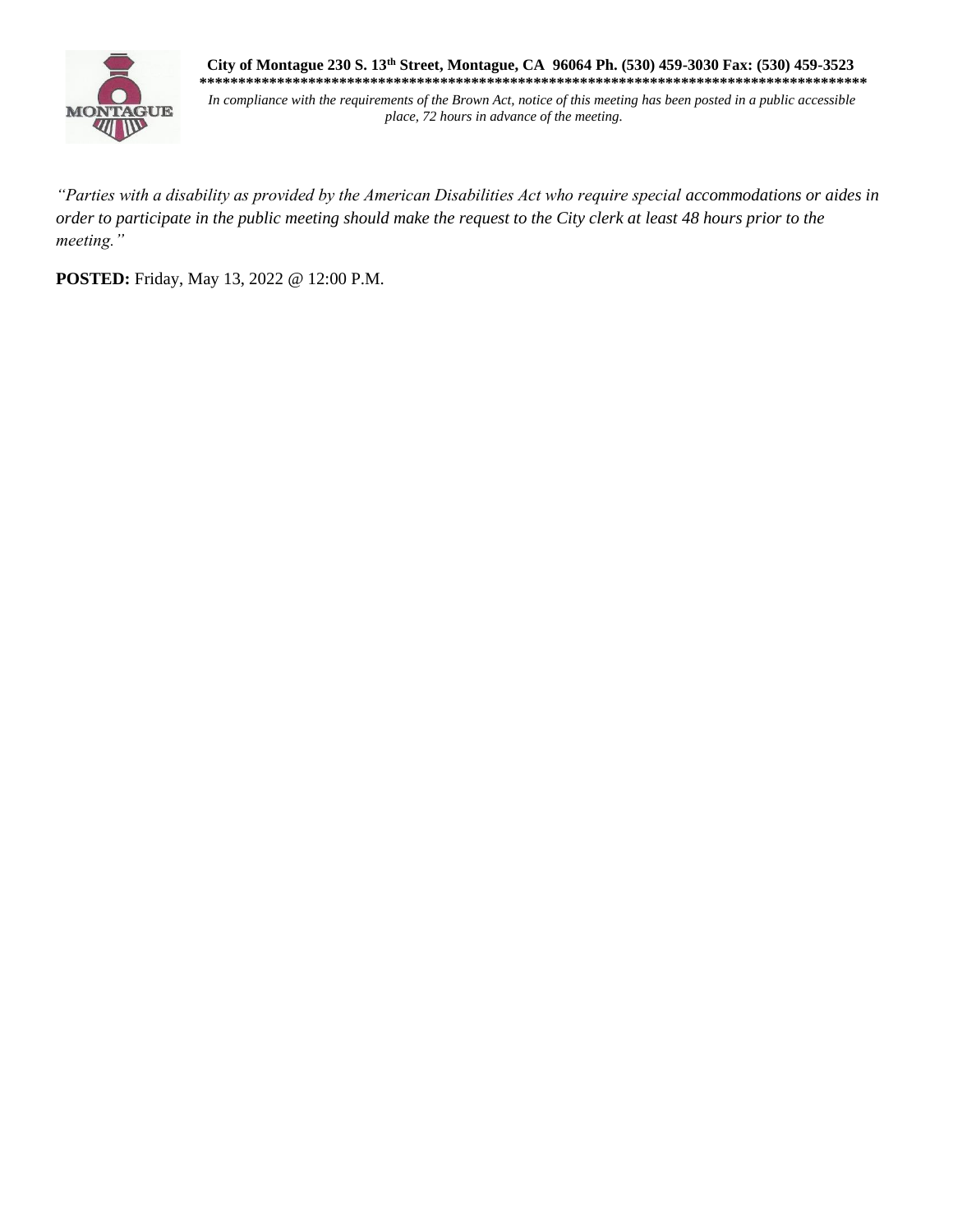**City of Montague 230 S. 13th Street, Montague, CA 96064 Ph. (530) 459-3030 Fax: (530) 459-3523**

**************************************************************************************

*In compliance with the requirements of the Brown Act, notice of this meeting has been posted in a public accessible place, 72 hours in advance of the meeting.*

*"Parties with a disability as provided by the American Disabilities Act who require special accommodations or aides in order to participate in the public meeting should make the request to the City clerk at least 48 hours prior to the meeting."*

**POSTED:** Friday, May 13, 2022 @ 12:00 P.M.